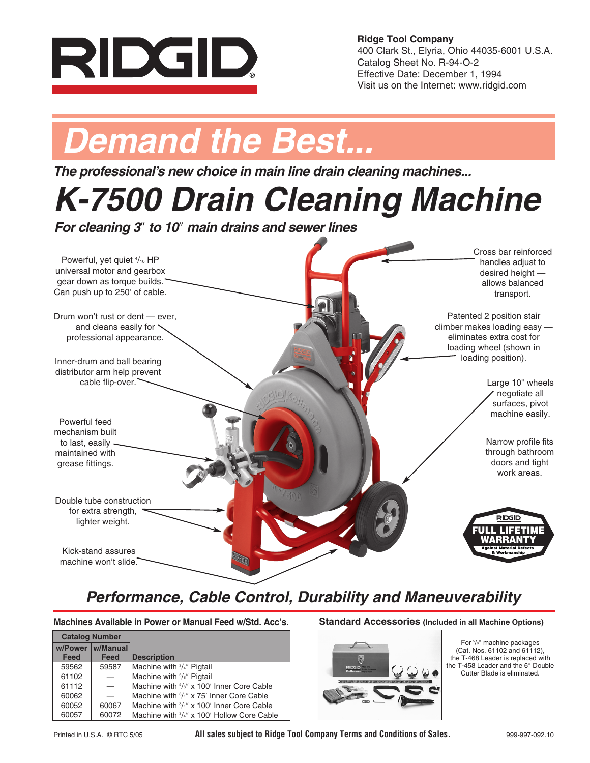# RIDGID

**Ridge Tool Company**
400 Clark St., Elyria, Ohio 44035-6001 U.S.A.
Catalog Sheet No. R-94-O-2
Effective Date: December 1, 1994
Visit us on the Internet: www.ridgid.com

# *Demand the Best...*

***The professional's new choice in main line drain cleaning machines...***

# *K-7500 Drain Cleaning Machine*

***For cleaning 3″ to 10″ main drains and sewer lines***

Powerful, yet quiet 4/10 HP universal motor and gearbox gear down as torque builds. Can push up to 250′ of cable.

Drum won't rust or dent — ever, and cleans easily for professional appearance.

Inner-drum and ball bearing distributor arm help prevent cable flip-over.

Powerful feed mechanism built to last, easily maintained with grease fittings.

Double tube construction for extra strength, lighter weight.

Kick-stand assures machine won't slide.

Cross bar reinforced handles adjust to desired height — allows balanced transport.

Patented 2 position stair climber makes loading easy — eliminates extra cost for loading wheel (shown in loading position).

Large 10" wheels negotiate all surfaces, pivot machine easily.

Narrow profile fits through bathroom doors and tight work areas.

RIDGID FULL LIFETIME WARRANTY Against Material Defects & Workmanship

## *Performance, Cable Control, Durability and Maneuverability*

### Machines Available in Power or Manual Feed w/Std. Acc's.

| Catalog Number | | |
|---|---|---|
| w/Power Feed | w/Manual Feed | Description |
| 59562 | 59587 | Machine with 3/4″ Pigtail |
| 61102 | — | Machine with 5/8″ Pigtail |
| 61112 | — | Machine with 5/8″ x 100′ Inner Core Cable |
| 60062 | — | Machine with 3/4″ x 75′ Inner Core Cable |
| 60052 | 60067 | Machine with 3/4″ x 100′ Inner Core Cable |
| 60057 | 60072 | Machine with 3/4″ x 100′ Hollow Core Cable |

### Standard Accessories (Included in all Machine Options)

For 5/8″ machine packages (Cat. Nos. 61102 and 61112), the T-468 Leader is replaced with the T-458 Leader and the 6″ Double Cutter Blade is eliminated.

Printed in U.S.A. © RTC 5/05 **All sales subject to Ridge Tool Company Terms and Conditions of Sales.** 999-997-092.10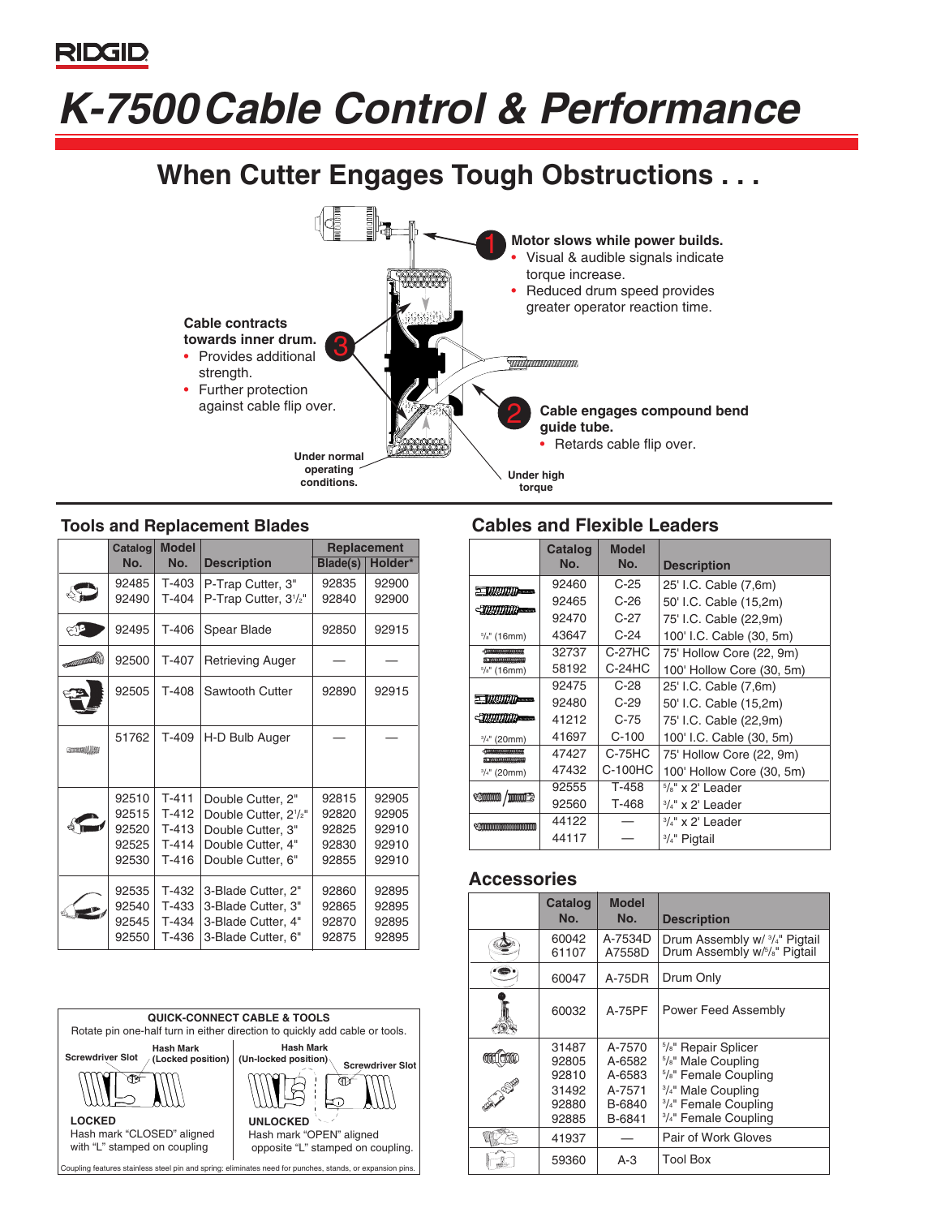RIDGID

# K-7500 Cable Control & Performance

## When Cutter Engages Tough Obstructions . . .

**1 Motor slows while power builds.**
- Visual & audible signals indicate torque increase.
- Reduced drum speed provides greater operator reaction time.

**2 Cable engages compound bend guide tube.**
- Retards cable flip over.

**3 Cable contracts towards inner drum.**
- Provides additional strength.
- Further protection against cable flip over.

Under normal operating conditions.

Under high torque

## Tools and Replacement Blades

| | Catalog No. | Model No. | Description | Replacement Blade(s) | Replacement Holder* |
|---|---|---|---|---|---|
| | 92485<br>92490 | T-403<br>T-404 | P-Trap Cutter, 3"<br>P-Trap Cutter, 3½" | 92835<br>92840 | 92900<br>92900 |
| | 92495 | T-406 | Spear Blade | 92850 | 92915 |
| | 92500 | T-407 | Retrieving Auger | — | — |
| | 92505 | T-408 | Sawtooth Cutter | 92890 | 92915 |
| | 51762 | T-409 | H-D Bulb Auger | — | — |
| | 92510<br>92515<br>92520<br>92525<br>92530 | T-411<br>T-412<br>T-413<br>T-414<br>T-416 | Double Cutter, 2"<br>Double Cutter, 2½"<br>Double Cutter, 3"<br>Double Cutter, 4"<br>Double Cutter, 6" | 92815<br>92820<br>92825<br>92830<br>92855 | 92905<br>92905<br>92910<br>92910<br>92910 |
| | 92535<br>92540<br>92545<br>92550 | T-432<br>T-433<br>T-434<br>T-436 | 3-Blade Cutter, 2"<br>3-Blade Cutter, 3"<br>3-Blade Cutter, 4"<br>3-Blade Cutter, 6" | 92860<br>92865<br>92870<br>92875 | 92895<br>92895<br>92895<br>92895 |

**QUICK-CONNECT CABLE & TOOLS**

Rotate pin one-half turn in either direction to quickly add cable or tools.

Screwdriver Slot — Hash Mark (Locked position) — Hash Mark (Un-locked position) — Screwdriver Slot

**LOCKED**
Hash mark "CLOSED" aligned with "L" stamped on coupling

**UNLOCKED**
Hash mark "OPEN" aligned opposite "L" stamped on coupling.

Coupling features stainless steel pin and spring: eliminates need for punches, stands, or expansion pins.

## Cables and Flexible Leaders

| | Catalog No. | Model No. | Description |
|---|---|---|---|
| ⅝" (16mm) | 92460<br>92465<br>92470<br>43647 | C-25<br>C-26<br>C-27<br>C-24 | 25' I.C. Cable (7,6m)<br>50' I.C. Cable (15,2m)<br>75' I.C. Cable (22,9m)<br>100' I.C. Cable (30, 5m) |
| ⅝" (16mm) | 32737<br>58192 | C-27HC<br>C-24HC | 75' Hollow Core (22, 9m)<br>100' Hollow Core (30, 5m) |
| ¾" (20mm) | 92475<br>92480<br>41212<br>41697 | C-28<br>C-29<br>C-75<br>C-100 | 25' I.C. Cable (7,6m)<br>50' I.C. Cable (15,2m)<br>75' I.C. Cable (22,9m)<br>100' I.C. Cable (30, 5m) |
| ¾" (20mm) | 47427<br>47432 | C-75HC<br>C-100HC | 75' Hollow Core (22, 9m)<br>100' Hollow Core (30, 5m) |
| | 92555<br>92560 | T-458<br>T-468 | ⅝" x 2' Leader<br>¾" x 2' Leader |
| | 44122<br>44117 | —<br>— | ¾" x 2' Leader<br>¾" Pigtail |

## Accessories

| | Catalog No. | Model No. | Description |
|---|---|---|---|
| | 60042<br>61107 | A-7534D<br>A7558D | Drum Assembly w/ ¾" Pigtail<br>Drum Assembly w/⅝" Pigtail |
| | 60047 | A-75DR | Drum Only |
| | 60032 | A-75PF | Power Feed Assembly |
| | 31487<br>92805<br>92810<br>31492<br>92880<br>92885 | A-7570<br>A-6582<br>A-6583<br>A-7571<br>B-6840<br>B-6841 | ⅝" Repair Splicer<br>⅝" Male Coupling<br>⅝" Female Coupling<br>¾" Male Coupling<br>¾" Female Coupling<br>¾" Female Coupling |
| | 41937 | — | Pair of Work Gloves |
| | 59360 | A-3 | Tool Box |